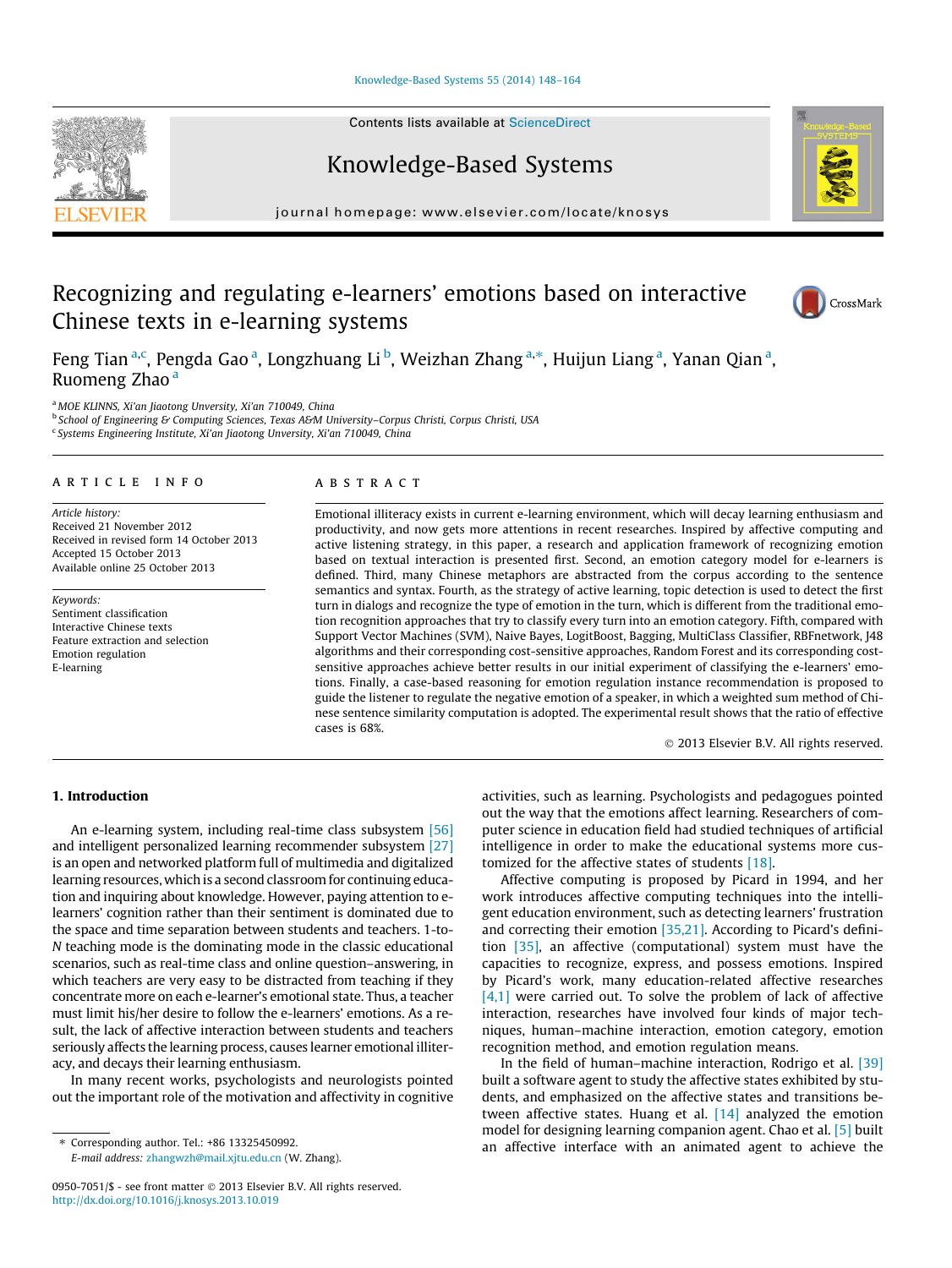# Recognizing and regulating e-learners' emotions based on interactive Chinese texts in e-learning systems

Feng Tian [a,c], Pengda Gao [a], Longzhuang Li [b], Weizhan Zhang [a,*], Huijun Liang [a], Yanan Qian [a], Ruomeng Zhao [a]

[a] MOE KLINNS, Xi'an Jiaotong Unversity, Xi'an 710049, China
[b] School of Engineering & Computing Sciences, Texas A&M University–Corpus Christi, Corpus Christi, USA
[c] Systems Engineering Institute, Xi'an Jiaotong Unversity, Xi'an 710049, China

## ARTICLE INFO

*Article history:*
Received 21 November 2012
Received in revised form 14 October 2013
Accepted 15 October 2013
Available online 25 October 2013

*Keywords:*
Sentiment classification
Interactive Chinese texts
Feature extraction and selection
Emotion regulation
E-learning

## ABSTRACT

Emotional illiteracy exists in current e-learning environment, which will decay learning enthusiasm and productivity, and now gets more attentions in recent researches. Inspired by affective computing and active listening strategy, in this paper, a research and application framework of recognizing emotion based on textual interaction is presented first. Second, an emotion category model for e-learners is defined. Third, many Chinese metaphors are abstracted from the corpus according to the sentence semantics and syntax. Fourth, as the strategy of active learning, topic detection is used to detect the first turn in dialogs and recognize the type of emotion in the turn, which is different from the traditional emotion recognition approaches that try to classify every turn into an emotion category. Fifth, compared with Support Vector Machines (SVM), Naive Bayes, LogitBoost, Bagging, MultiClass Classifier, RBFnetwork, J48 algorithms and their corresponding cost-sensitive approaches, Random Forest and its corresponding cost-sensitive approaches achieve better results in our initial experiment of classifying the e-learners' emotions. Finally, a case-based reasoning for emotion regulation instance recommendation is proposed to guide the listener to regulate the negative emotion of a speaker, in which a weighted sum method of Chinese sentence similarity computation is adopted. The experimental result shows that the ratio of effective cases is 68%.

© 2013 Elsevier B.V. All rights reserved.

## 1. Introduction

An e-learning system, including real-time class subsystem [56] and intelligent personalized learning recommender subsystem [27] is an open and networked platform full of multimedia and digitalized learning resources, which is a second classroom for continuing education and inquiring about knowledge. However, paying attention to e-learners' cognition rather than their sentiment is dominated due to the space and time separation between students and teachers. 1-to-*N* teaching mode is the dominating mode in the classic educational scenarios, such as real-time class and online question–answering, in which teachers are very easy to be distracted from teaching if they concentrate more on each e-learner's emotional state. Thus, a teacher must limit his/her desire to follow the e-learners' emotions. As a result, the lack of affective interaction between students and teachers seriously affects the learning process, causes learner emotional illiteracy, and decays their learning enthusiasm.

In many recent works, psychologists and neurologists pointed out the important role of the motivation and affectivity in cognitive activities, such as learning. Psychologists and pedagogues pointed out the way that the emotions affect learning. Researchers of computer science in education field had studied techniques of artificial intelligence in order to make the educational systems more customized for the affective states of students [18].

Affective computing is proposed by Picard in 1994, and her work introduces affective computing techniques into the intelligent education environment, such as detecting learners' frustration and correcting their emotion [35,21]. According to Picard's definition [35], an affective (computational) system must have the capacities to recognize, express, and possess emotions. Inspired by Picard's work, many education-related affective researches [4,1] were carried out. To solve the problem of lack of affective interaction, researches have involved four kinds of major techniques, human–machine interaction, emotion category, emotion recognition method, and emotion regulation means.

In the field of human–machine interaction, Rodrigo et al. [39] built a software agent to study the affective states exhibited by students, and emphasized on the affective states and transitions between affective states. Huang et al. [14] analyzed the emotion model for designing learning companion agent. Chao et al. [5] built an affective interface with an animated agent to achieve the

* Corresponding author. Tel.: +86 13325450992.
*E-mail address:* zhangwzh@mail.xjtu.edu.cn (W. Zhang).

0950-7051/$ - see front matter © 2013 Elsevier B.V. All rights reserved.
http://dx.doi.org/10.1016/j.knosys.2013.10.019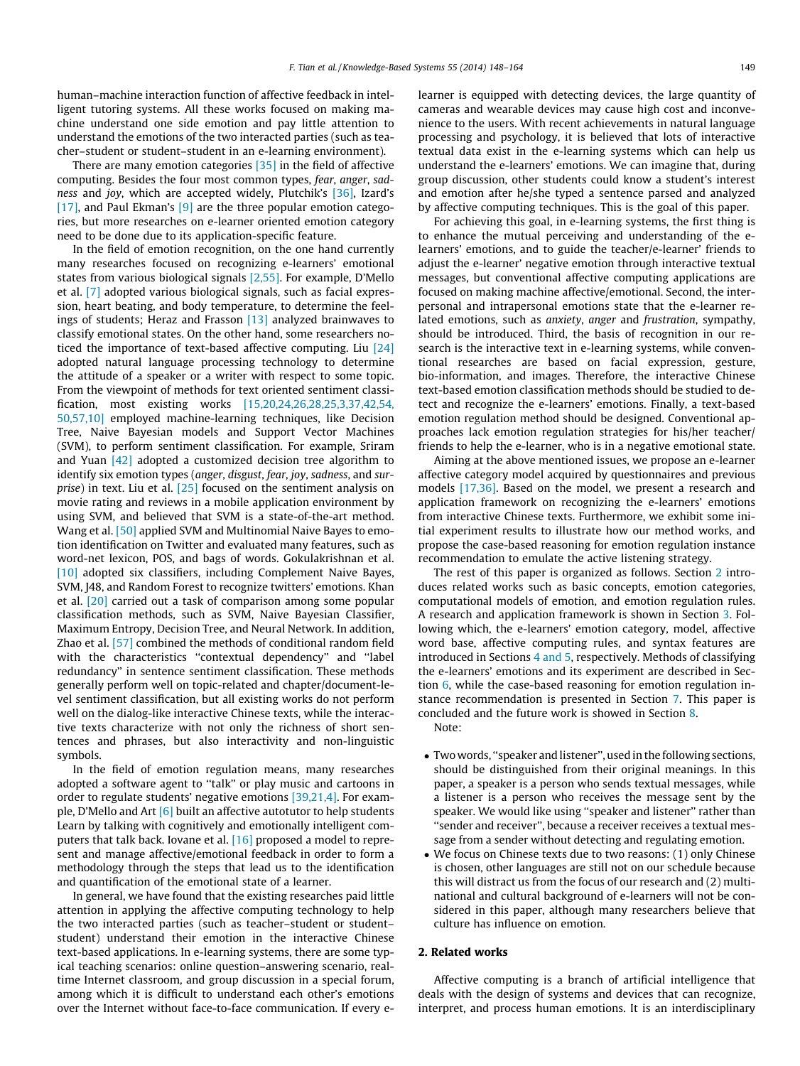human–machine interaction function of affective feedback in intelligent tutoring systems. All these works focused on making machine understand one side emotion and pay little attention to understand the emotions of the two interacted parties (such as teacher–student or student–student in an e-learning environment).

There are many emotion categories [35] in the field of affective computing. Besides the four most common types, *fear*, *anger*, *sadness* and *joy*, which are accepted widely, Plutchik's [36], Izard's [17], and Paul Ekman's [9] are the three popular emotion categories, but more researches on e-learner oriented emotion category need to be done due to its application-specific feature.

In the field of emotion recognition, on the one hand currently many researches focused on recognizing e-learners' emotional states from various biological signals [2,55]. For example, D'Mello et al. [7] adopted various biological signals, such as facial expression, heart beating, and body temperature, to determine the feelings of students; Heraz and Frasson [13] analyzed brainwaves to classify emotional states. On the other hand, some researchers noticed the importance of text-based affective computing. Liu [24] adopted natural language processing technology to determine the attitude of a speaker or a writer with respect to some topic. From the viewpoint of methods for text oriented sentiment classification, most existing works [15,20,24,26,28,25,3,37,42,54,50,57,10] employed machine-learning techniques, like Decision Tree, Naive Bayesian models and Support Vector Machines (SVM), to perform sentiment classification. For example, Sriram and Yuan [42] adopted a customized decision tree algorithm to identify six emotion types (*anger*, *disgust*, *fear*, *joy*, *sadness*, and *surprise*) in text. Liu et al. [25] focused on the sentiment analysis on movie rating and reviews in a mobile application environment by using SVM, and believed that SVM is a state-of-the-art method. Wang et al. [50] applied SVM and Multinomial Naive Bayes to emotion identification on Twitter and evaluated many features, such as word-net lexicon, POS, and bags of words. Gokulakrishnan et al. [10] adopted six classifiers, including Complement Naive Bayes, SVM, J48, and Random Forest to recognize twitters' emotions. Khan et al. [20] carried out a task of comparison among some popular classification methods, such as SVM, Naive Bayesian Classifier, Maximum Entropy, Decision Tree, and Neural Network. In addition, Zhao et al. [57] combined the methods of conditional random field with the characteristics "contextual dependency" and "label redundancy" in sentence sentiment classification. These methods generally perform well on topic-related and chapter/document-level sentiment classification, but all existing works do not perform well on the dialog-like interactive Chinese texts, while the interactive texts characterize with not only the richness of short sentences and phrases, but also interactivity and non-linguistic symbols.

In the field of emotion regulation means, many researches adopted a software agent to "talk" or play music and cartoons in order to regulate students' negative emotions [39,21,4]. For example, D'Mello and Art [6] built an affective autotutor to help students Learn by talking with cognitively and emotionally intelligent computers that talk back. Iovane et al. [16] proposed a model to represent and manage affective/emotional feedback in order to form a methodology through the steps that lead us to the identification and quantification of the emotional state of a learner.

In general, we have found that the existing researches paid little attention in applying the affective computing technology to help the two interacted parties (such as teacher–student or student–student) understand their emotion in the interactive Chinese text-based applications. In e-learning systems, there are some typical teaching scenarios: online question–answering scenario, real-time Internet classroom, and group discussion in a special forum, among which it is difficult to understand each other's emotions over the Internet without face-to-face communication. If every e-learner is equipped with detecting devices, the large quantity of cameras and wearable devices may cause high cost and inconvenience to the users. With recent achievements in natural language processing and psychology, it is believed that lots of interactive textual data exist in the e-learning systems which can help us understand the e-learners' emotions. We can imagine that, during group discussion, other students could know a student's interest and emotion after he/she typed a sentence parsed and analyzed by affective computing techniques. This is the goal of this paper.

For achieving this goal, in e-learning systems, the first thing is to enhance the mutual perceiving and understanding of the e-learners' emotions, and to guide the teacher/e-learner' friends to adjust the e-learner' negative emotion through interactive textual messages, but conventional affective computing applications are focused on making machine affective/emotional. Second, the interpersonal and intrapersonal emotions state that the e-learner related emotions, such as *anxiety*, *anger* and *frustration*, sympathy, should be introduced. Third, the basis of recognition in our research is the interactive text in e-learning systems, while conventional researches are based on facial expression, gesture, bio-information, and images. Therefore, the interactive Chinese text-based emotion classification methods should be studied to detect and recognize the e-learners' emotions. Finally, a text-based emotion regulation method should be designed. Conventional approaches lack emotion regulation strategies for his/her teacher/friends to help the e-learner, who is in a negative emotional state.

Aiming at the above mentioned issues, we propose an e-learner affective category model acquired by questionnaires and previous models [17,36]. Based on the model, we present a research and application framework on recognizing the e-learners' emotions from interactive Chinese texts. Furthermore, we exhibit some initial experiment results to illustrate how our method works, and propose the case-based reasoning for emotion regulation instance recommendation to emulate the active listening strategy.

The rest of this paper is organized as follows. Section 2 introduces related works such as basic concepts, emotion categories, computational models of emotion, and emotion regulation rules. A research and application framework is shown in Section 3. Following which, the e-learners' emotion category, model, affective word base, affective computing rules, and syntax features are introduced in Sections 4 and 5, respectively. Methods of classifying the e-learners' emotions and its experiment are described in Section 6, while the case-based reasoning for emotion regulation instance recommendation is presented in Section 7. This paper is concluded and the future work is showed in Section 8.

Note:

- Two words, "speaker and listener", used in the following sections, should be distinguished from their original meanings. In this paper, a speaker is a person who sends textual messages, while a listener is a person who receives the message sent by the speaker. We would like using "speaker and listener" rather than "sender and receiver", because a receiver receives a textual message from a sender without detecting and regulating emotion.
- We focus on Chinese texts due to two reasons: (1) only Chinese is chosen, other languages are still not on our schedule because this will distract us from the focus of our research and (2) multinational and cultural background of e-learners will not be considered in this paper, although many researchers believe that culture has influence on emotion.

## 2. Related works

Affective computing is a branch of artificial intelligence that deals with the design of systems and devices that can recognize, interpret, and process human emotions. It is an interdisciplinary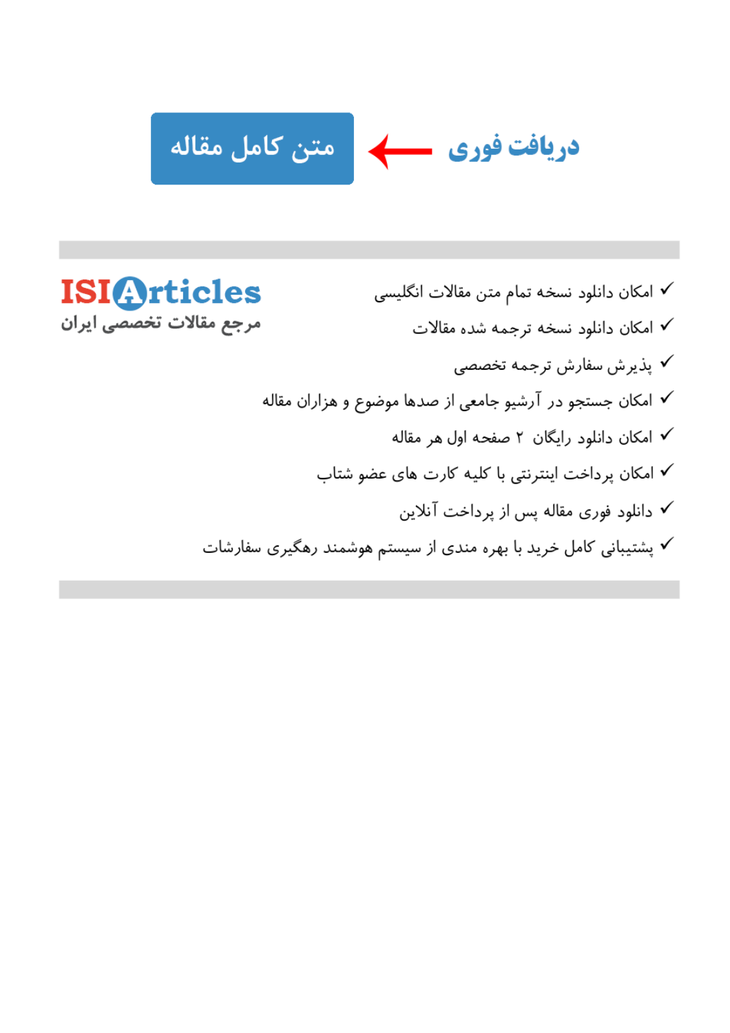دریافت فوری ← متن کامل مقاله

**ISIArticles**
مرجع مقالات تخصصی ایران

- ✓ امکان دانلود نسخه تمام متن مقالات انگلیسی
- ✓ امکان دانلود نسخه ترجمه شده مقالات
- ✓ پذیرش سفارش ترجمه تخصصی
- ✓ امکان جستجو در آرشیو جامعی از صدها موضوع و هزاران مقاله
- ✓ امکان دانلود رایگان ۲ صفحه اول هر مقاله
- ✓ امکان پرداخت اینترنتی با کلیه کارت های عضو شتاب
- ✓ دانلود فوری مقاله پس از پرداخت آنلاین
- ✓ پشتیبانی کامل خرید با بهره مندی از سیستم هوشمند رهگیری سفارشات